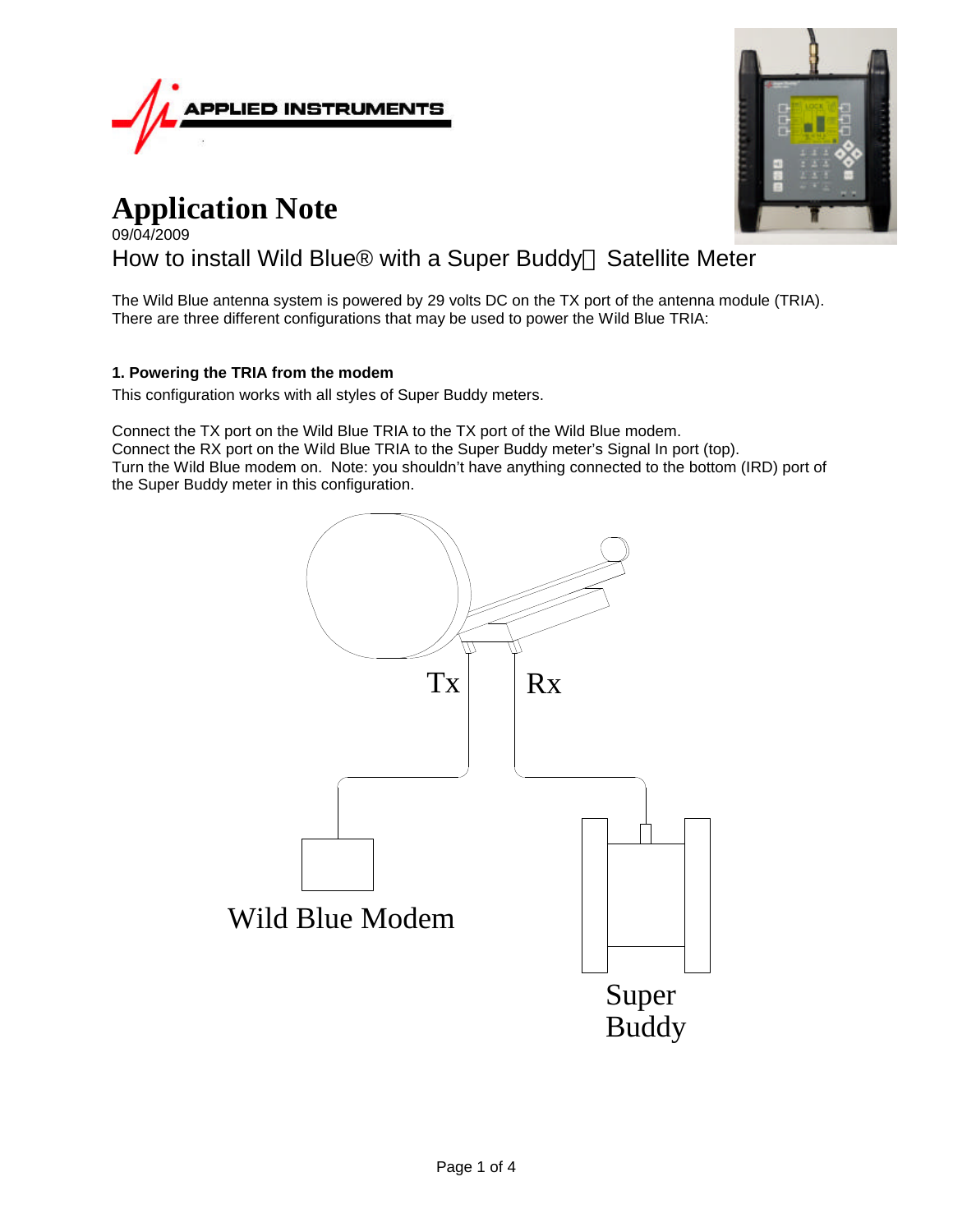# Application Note

09/04/2009

## How to install Wild Blue® with a Super Buddy Satellite Meter

The Wild Blue antenna system is powered by 29 volts DC on the TX port of the antenna module (TRIA). There are three different configurations that may be used to power the Wild Blue TRIA:

### 1. Powering the TRIA from the modem

This configuration works with all styles of Super Buddy meters.

Connect the TX port on the Wild Blue TRIA to the TX port of the Wild Blue modem.
Connect the RX port on the Wild Blue TRIA to the Super Buddy meter's Signal In port (top).
Turn the Wild Blue modem on. Note: you shouldn't have anything connected to the bottom (IRD) port of the Super Buddy meter in this configuration.

Tx

Rx

Wild Blue Modem

Super Buddy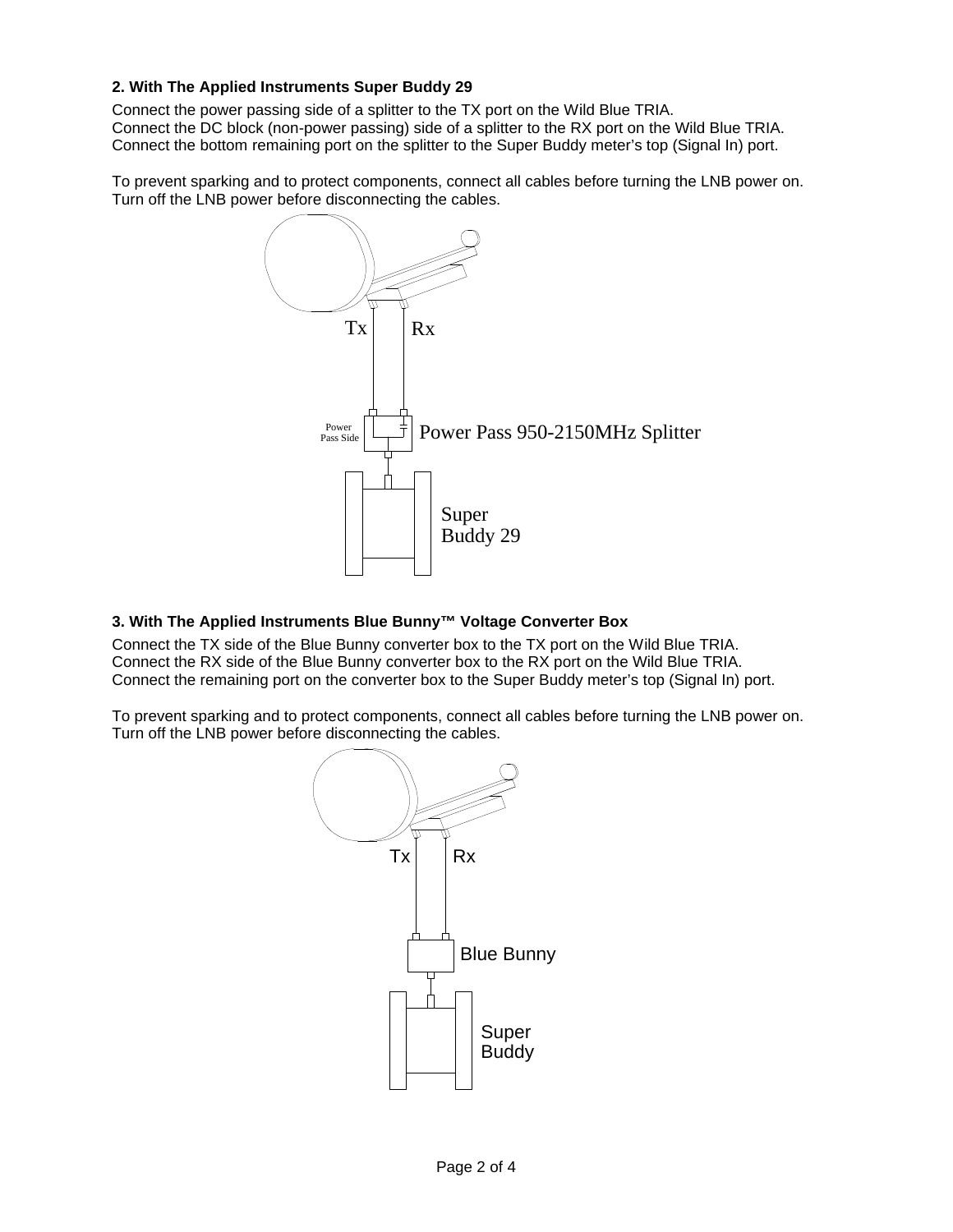### 2. With The Applied Instruments Super Buddy 29

Connect the power passing side of a splitter to the TX port on the Wild Blue TRIA.
Connect the DC block (non-power passing) side of a splitter to the RX port on the Wild Blue TRIA.
Connect the bottom remaining port on the splitter to the Super Buddy meter's top (Signal In) port.

To prevent sparking and to protect components, connect all cables before turning the LNB power on.
Turn off the LNB power before disconnecting the cables.

Tx Rx

Power Pass Side

Power Pass 950-2150MHz Splitter

Super Buddy 29

### 3. With The Applied Instruments Blue Bunny™ Voltage Converter Box

Connect the TX side of the Blue Bunny converter box to the TX port on the Wild Blue TRIA.
Connect the RX side of the Blue Bunny converter box to the RX port on the Wild Blue TRIA.
Connect the remaining port on the converter box to the Super Buddy meter's top (Signal In) port.

To prevent sparking and to protect components, connect all cables before turning the LNB power on.
Turn off the LNB power before disconnecting the cables.

Tx Rx

Blue Bunny

Super Buddy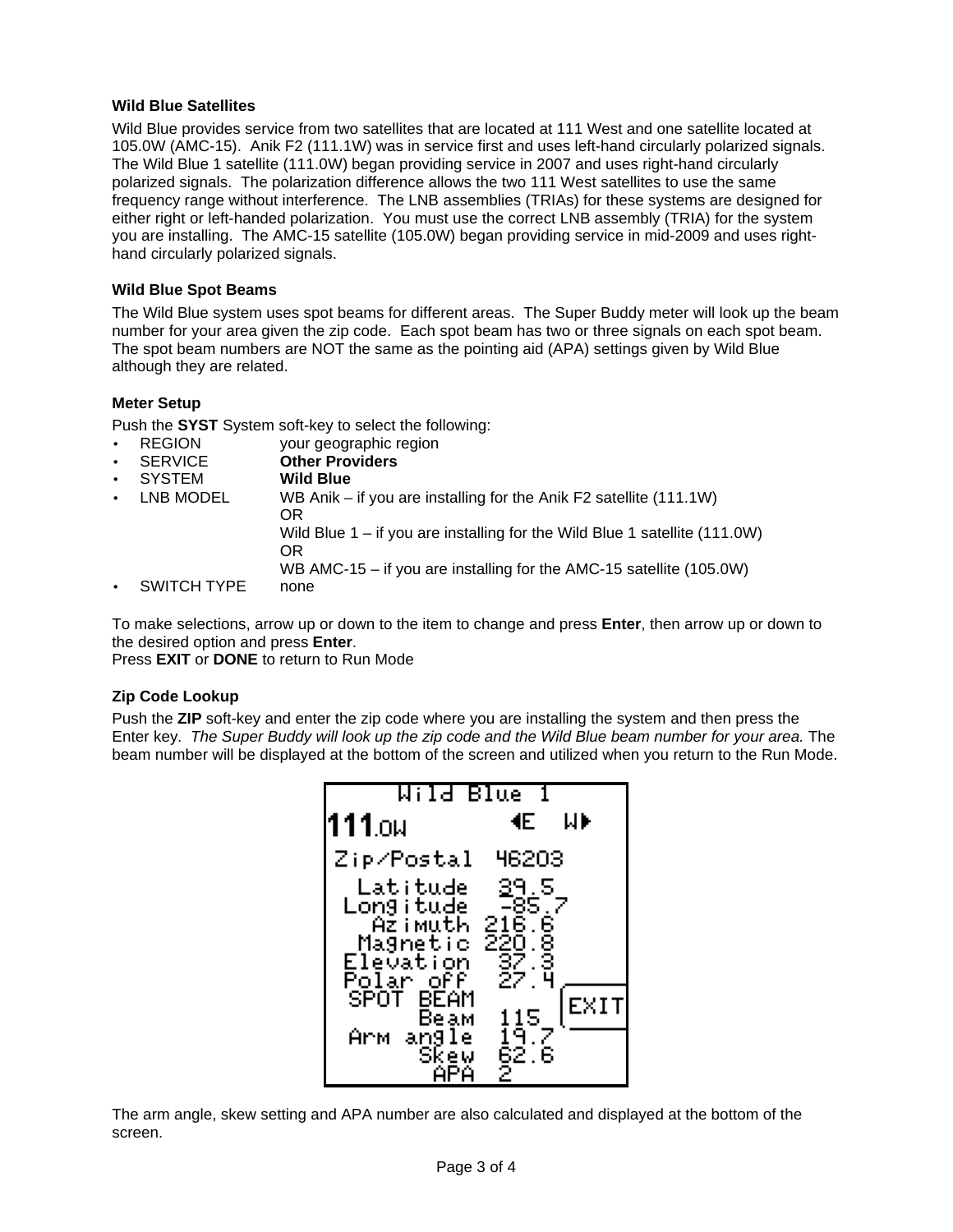### Wild Blue Satellites

Wild Blue provides service from two satellites that are located at 111 West and one satellite located at 105.0W (AMC-15). Anik F2 (111.1W) was in service first and uses left-hand circularly polarized signals. The Wild Blue 1 satellite (111.0W) began providing service in 2007 and uses right-hand circularly polarized signals. The polarization difference allows the two 111 West satellites to use the same frequency range without interference. The LNB assemblies (TRIAs) for these systems are designed for either right or left-handed polarization. You must use the correct LNB assembly (TRIA) for the system you are installing. The AMC-15 satellite (105.0W) began providing service in mid-2009 and uses right-hand circularly polarized signals.

### Wild Blue Spot Beams

The Wild Blue system uses spot beams for different areas. The Super Buddy meter will look up the beam number for your area given the zip code. Each spot beam has two or three signals on each spot beam. The spot beam numbers are NOT the same as the pointing aid (APA) settings given by Wild Blue although they are related.

### Meter Setup

Push the **SYST** System soft-key to select the following:

- REGION — your geographic region
- SERVICE — **Other Providers**
- SYSTEM — **Wild Blue**
- LNB MODEL — WB Anik – if you are installing for the Anik F2 satellite (111.1W)
  OR
  Wild Blue 1 – if you are installing for the Wild Blue 1 satellite (111.0W)
  OR
  WB AMC-15 – if you are installing for the AMC-15 satellite (105.0W)
- SWITCH TYPE — none

To make selections, arrow up or down to the item to change and press **Enter**, then arrow up or down to the desired option and press **Enter**.
Press **EXIT** or **DONE** to return to Run Mode

### Zip Code Lookup

Push the **ZIP** soft-key and enter the zip code where you are installing the system and then press the Enter key. *The Super Buddy will look up the zip code and the Wild Blue beam number for your area.* The beam number will be displayed at the bottom of the screen and utilized when you return to the Run Mode.

```
Wild Blue 1
111.0W          ◄E   W►
Zip/Postal   46203
  Latitude   39.5
 Longitude  -85.7
   Azimuth  216.6
  Magnetic  220.8
 Elevation   37.3
 Polar off   27.4
 SPOT BEAM
      Beam   115       EXIT
 Arm angle   19.7
      Skew   62.6
       APA   2
```

The arm angle, skew setting and APA number are also calculated and displayed at the bottom of the screen.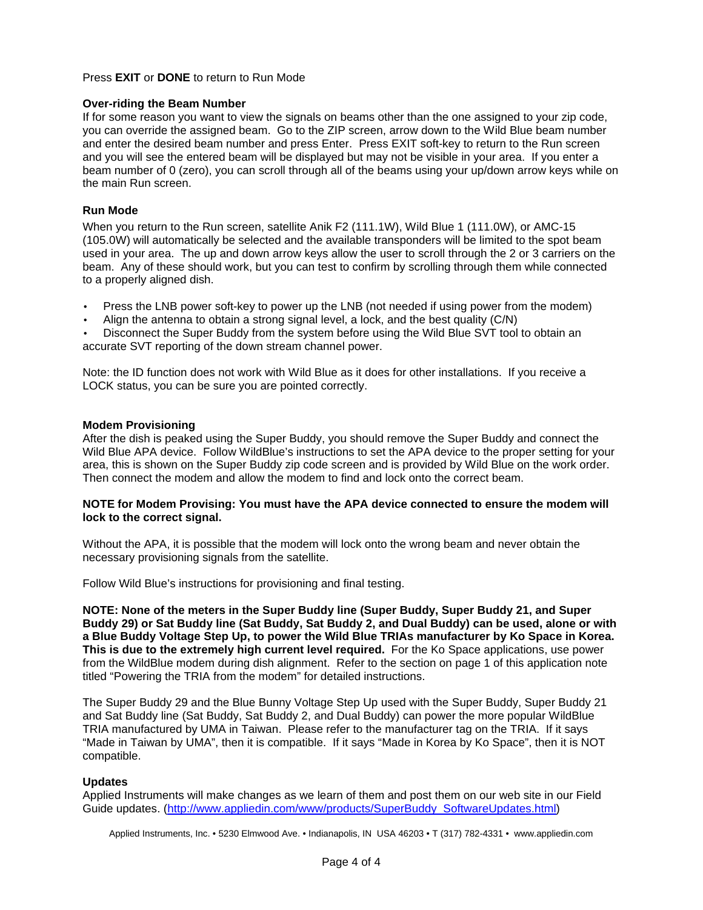Press **EXIT** or **DONE** to return to Run Mode

**Over-riding the Beam Number**

If for some reason you want to view the signals on beams other than the one assigned to your zip code, you can override the assigned beam. Go to the ZIP screen, arrow down to the Wild Blue beam number and enter the desired beam number and press Enter. Press EXIT soft-key to return to the Run screen and you will see the entered beam will be displayed but may not be visible in your area. If you enter a beam number of 0 (zero), you can scroll through all of the beams using your up/down arrow keys while on the main Run screen.

**Run Mode**

When you return to the Run screen, satellite Anik F2 (111.1W), Wild Blue 1 (111.0W), or AMC-15 (105.0W) will automatically be selected and the available transponders will be limited to the spot beam used in your area. The up and down arrow keys allow the user to scroll through the 2 or 3 carriers on the beam. Any of these should work, but you can test to confirm by scrolling through them while connected to a properly aligned dish.

- Press the LNB power soft-key to power up the LNB (not needed if using power from the modem)
- Align the antenna to obtain a strong signal level, a lock, and the best quality (C/N)
- Disconnect the Super Buddy from the system before using the Wild Blue SVT tool to obtain an accurate SVT reporting of the down stream channel power.

Note: the ID function does not work with Wild Blue as it does for other installations. If you receive a LOCK status, you can be sure you are pointed correctly.

**Modem Provisioning**

After the dish is peaked using the Super Buddy, you should remove the Super Buddy and connect the Wild Blue APA device. Follow WildBlue's instructions to set the APA device to the proper setting for your area, this is shown on the Super Buddy zip code screen and is provided by Wild Blue on the work order. Then connect the modem and allow the modem to find and lock onto the correct beam.

**NOTE for Modem Provising: You must have the APA device connected to ensure the modem will lock to the correct signal.**

Without the APA, it is possible that the modem will lock onto the wrong beam and never obtain the necessary provisioning signals from the satellite.

Follow Wild Blue's instructions for provisioning and final testing.

**NOTE: None of the meters in the Super Buddy line (Super Buddy, Super Buddy 21, and Super Buddy 29) or Sat Buddy line (Sat Buddy, Sat Buddy 2, and Dual Buddy) can be used, alone or with a Blue Buddy Voltage Step Up, to power the Wild Blue TRIAs manufacturer by Ko Space in Korea. This is due to the extremely high current level required.** For the Ko Space applications, use power from the WildBlue modem during dish alignment. Refer to the section on page 1 of this application note titled "Powering the TRIA from the modem" for detailed instructions.

The Super Buddy 29 and the Blue Bunny Voltage Step Up used with the Super Buddy, Super Buddy 21 and Sat Buddy line (Sat Buddy, Sat Buddy 2, and Dual Buddy) can power the more popular WildBlue TRIA manufactured by UMA in Taiwan. Please refer to the manufacturer tag on the TRIA. If it says "Made in Taiwan by UMA", then it is compatible. If it says "Made in Korea by Ko Space", then it is NOT compatible.

**Updates**

Applied Instruments will make changes as we learn of them and post them on our web site in our Field Guide updates. (http://www.appliedin.com/www/products/SuperBuddy_SoftwareUpdates.html)

Applied Instruments, Inc. • 5230 Elmwood Ave. • Indianapolis, IN USA 46203 • T (317) 782-4331 • www.appliedin.com